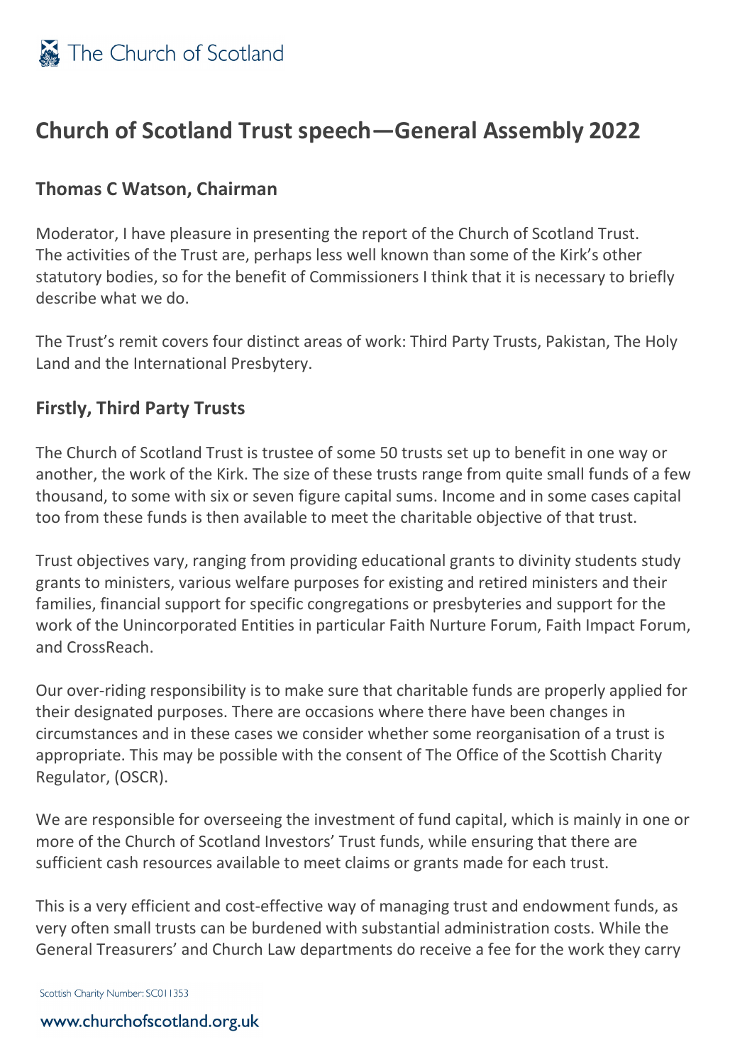# Church of Scotland Trust speech—General Assembly 2022

## Thomas C Watson, Chairman

Moderator, I have pleasure in presenting the report of the Church of Scotland Trust. The activities of the Trust are, perhaps less well known than some of the Kirk's other statutory bodies, so for the benefit of Commissioners I think that it is necessary to briefly describe what we do.

The Trust's remit covers four distinct areas of work: Third Party Trusts, Pakistan, The Holy Land and the International Presbytery.

## Firstly, Third Party Trusts

The Church of Scotland Trust is trustee of some 50 trusts set up to benefit in one way or another, the work of the Kirk. The size of these trusts range from quite small funds of a few thousand, to some with six or seven figure capital sums. Income and in some cases capital too from these funds is then available to meet the charitable objective of that trust.

Trust objectives vary, ranging from providing educational grants to divinity students study grants to ministers, various welfare purposes for existing and retired ministers and their families, financial support for specific congregations or presbyteries and support for the work of the Unincorporated Entities in particular Faith Nurture Forum, Faith Impact Forum, and CrossReach.

Our over-riding responsibility is to make sure that charitable funds are properly applied for their designated purposes. There are occasions where there have been changes in circumstances and in these cases we consider whether some reorganisation of a trust is appropriate. This may be possible with the consent of The Office of the Scottish Charity Regulator, (OSCR).

We are responsible for overseeing the investment of fund capital, which is mainly in one or more of the Church of Scotland Investors' Trust funds, while ensuring that there are sufficient cash resources available to meet claims or grants made for each trust.

This is a very efficient and cost-effective way of managing trust and endowment funds, as very often small trusts can be burdened with substantial administration costs. While the General Treasurers' and Church Law departments do receive a fee for the work they carry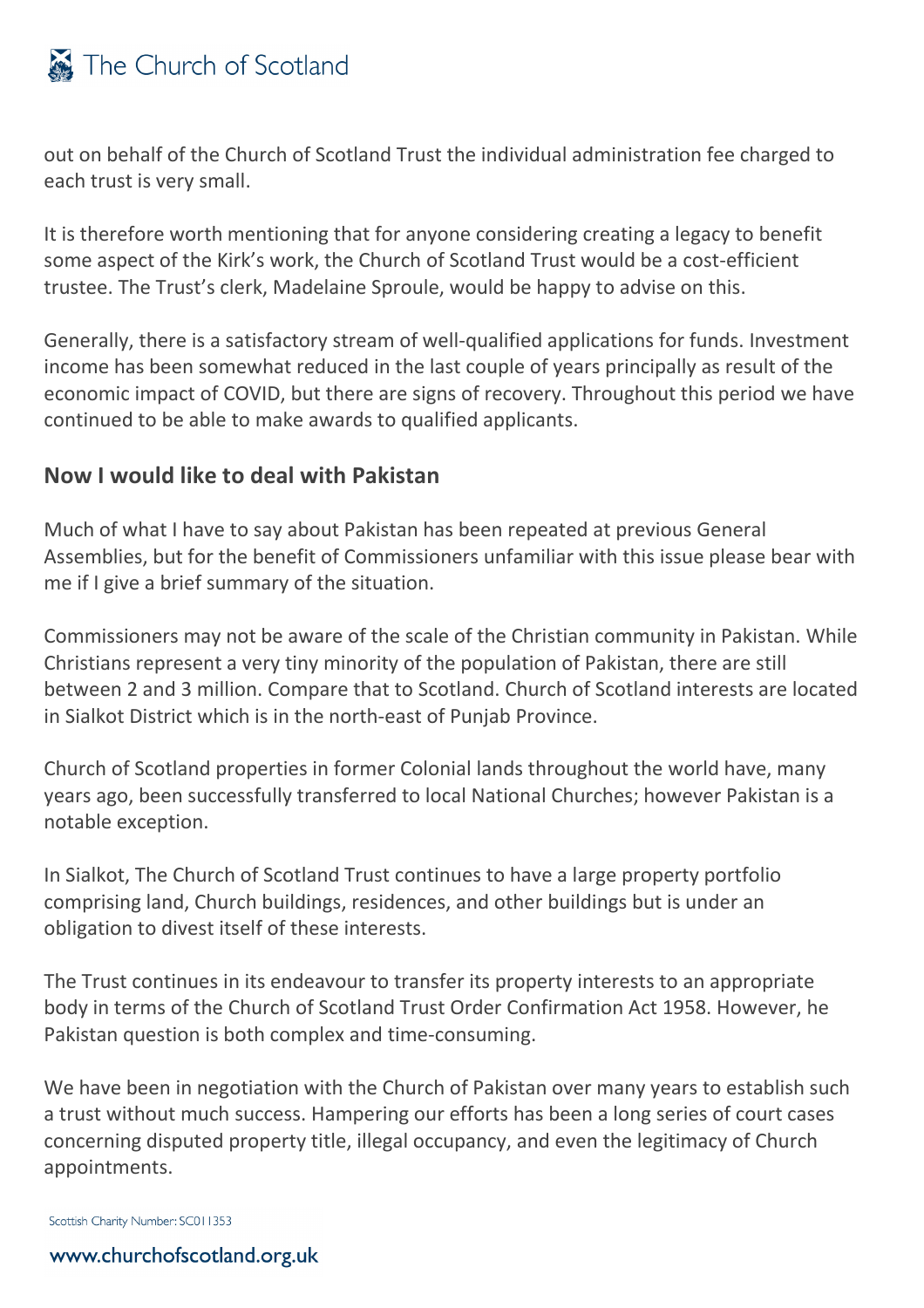out on behalf of the Church of Scotland Trust the individual administration fee charged to each trust is very small.

It is therefore worth mentioning that for anyone considering creating a legacy to benefit some aspect of the Kirk's work, the Church of Scotland Trust would be a cost-efficient trustee. The Trust's clerk, Madelaine Sproule, would be happy to advise on this.

Generally, there is a satisfactory stream of well-qualified applications for funds. Investment income has been somewhat reduced in the last couple of years principally as result of the economic impact of COVID, but there are signs of recovery. Throughout this period we have continued to be able to make awards to qualified applicants.

## Now I would like to deal with Pakistan

Much of what I have to say about Pakistan has been repeated at previous General Assemblies, but for the benefit of Commissioners unfamiliar with this issue please bear with me if I give a brief summary of the situation.

Commissioners may not be aware of the scale of the Christian community in Pakistan. While Christians represent a very tiny minority of the population of Pakistan, there are still between 2 and 3 million. Compare that to Scotland. Church of Scotland interests are located in Sialkot District which is in the north-east of Punjab Province.

Church of Scotland properties in former Colonial lands throughout the world have, many years ago, been successfully transferred to local National Churches; however Pakistan is a notable exception.

In Sialkot, The Church of Scotland Trust continues to have a large property portfolio comprising land, Church buildings, residences, and other buildings but is under an obligation to divest itself of these interests.

The Trust continues in its endeavour to transfer its property interests to an appropriate body in terms of the Church of Scotland Trust Order Confirmation Act 1958. However, he Pakistan question is both complex and time-consuming.

We have been in negotiation with the Church of Pakistan over many years to establish such a trust without much success. Hampering our efforts has been a long series of court cases concerning disputed property title, illegal occupancy, and even the legitimacy of Church appointments.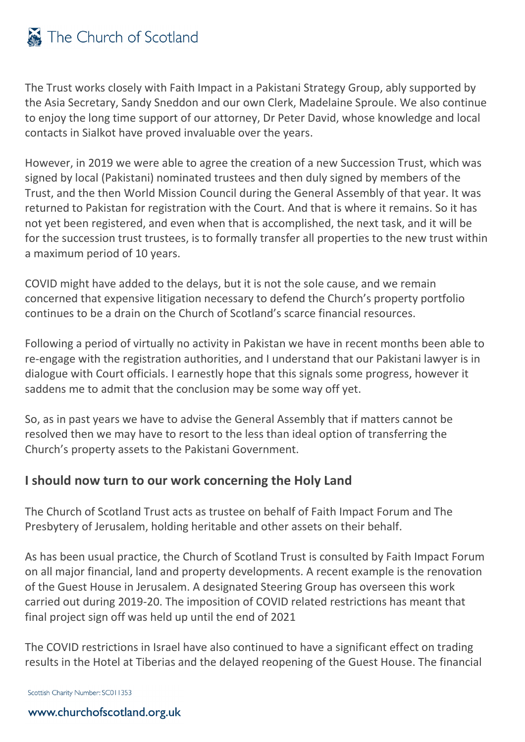The Trust works closely with Faith Impact in a Pakistani Strategy Group, ably supported by the Asia Secretary, Sandy Sneddon and our own Clerk, Madelaine Sproule. We also continue to enjoy the long time support of our attorney, Dr Peter David, whose knowledge and local contacts in Sialkot have proved invaluable over the years.

However, in 2019 we were able to agree the creation of a new Succession Trust, which was signed by local (Pakistani) nominated trustees and then duly signed by members of the Trust, and the then World Mission Council during the General Assembly of that year. It was returned to Pakistan for registration with the Court. And that is where it remains. So it has not yet been registered, and even when that is accomplished, the next task, and it will be for the succession trust trustees, is to formally transfer all properties to the new trust within a maximum period of 10 years.

COVID might have added to the delays, but it is not the sole cause, and we remain concerned that expensive litigation necessary to defend the Church's property portfolio continues to be a drain on the Church of Scotland's scarce financial resources.

Following a period of virtually no activity in Pakistan we have in recent months been able to re-engage with the registration authorities, and I understand that our Pakistani lawyer is in dialogue with Court officials. I earnestly hope that this signals some progress, however it saddens me to admit that the conclusion may be some way off yet.

So, as in past years we have to advise the General Assembly that if matters cannot be resolved then we may have to resort to the less than ideal option of transferring the Church's property assets to the Pakistani Government.

## I should now turn to our work concerning the Holy Land

The Church of Scotland Trust acts as trustee on behalf of Faith Impact Forum and The Presbytery of Jerusalem, holding heritable and other assets on their behalf.

As has been usual practice, the Church of Scotland Trust is consulted by Faith Impact Forum on all major financial, land and property developments. A recent example is the renovation of the Guest House in Jerusalem. A designated Steering Group has overseen this work carried out during 2019-20. The imposition of COVID related restrictions has meant that final project sign off was held up until the end of 2021

The COVID restrictions in Israel have also continued to have a significant effect on trading results in the Hotel at Tiberias and the delayed reopening of the Guest House. The financial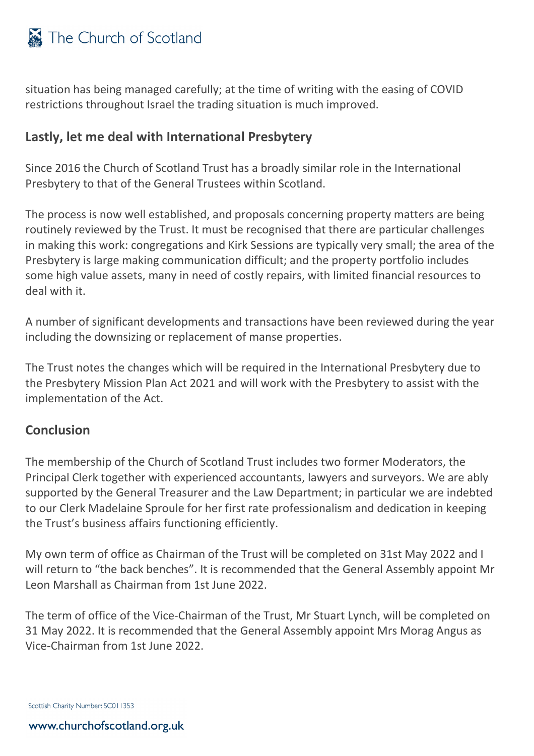situation has being managed carefully; at the time of writing with the easing of COVID restrictions throughout Israel the trading situation is much improved.

## Lastly, let me deal with International Presbytery

Since 2016 the Church of Scotland Trust has a broadly similar role in the International Presbytery to that of the General Trustees within Scotland.

The process is now well established, and proposals concerning property matters are being routinely reviewed by the Trust. It must be recognised that there are particular challenges in making this work: congregations and Kirk Sessions are typically very small; the area of the Presbytery is large making communication difficult; and the property portfolio includes some high value assets, many in need of costly repairs, with limited financial resources to deal with it.

A number of significant developments and transactions have been reviewed during the year including the downsizing or replacement of manse properties.

The Trust notes the changes which will be required in the International Presbytery due to the Presbytery Mission Plan Act 2021 and will work with the Presbytery to assist with the implementation of the Act.

## Conclusion

The membership of the Church of Scotland Trust includes two former Moderators, the Principal Clerk together with experienced accountants, lawyers and surveyors. We are ably supported by the General Treasurer and the Law Department; in particular we are indebted to our Clerk Madelaine Sproule for her first rate professionalism and dedication in keeping the Trust's business affairs functioning efficiently.

My own term of office as Chairman of the Trust will be completed on 31st May 2022 and I will return to "the back benches". It is recommended that the General Assembly appoint Mr Leon Marshall as Chairman from 1st June 2022.

The term of office of the Vice-Chairman of the Trust, Mr Stuart Lynch, will be completed on 31 May 2022. It is recommended that the General Assembly appoint Mrs Morag Angus as Vice-Chairman from 1st June 2022.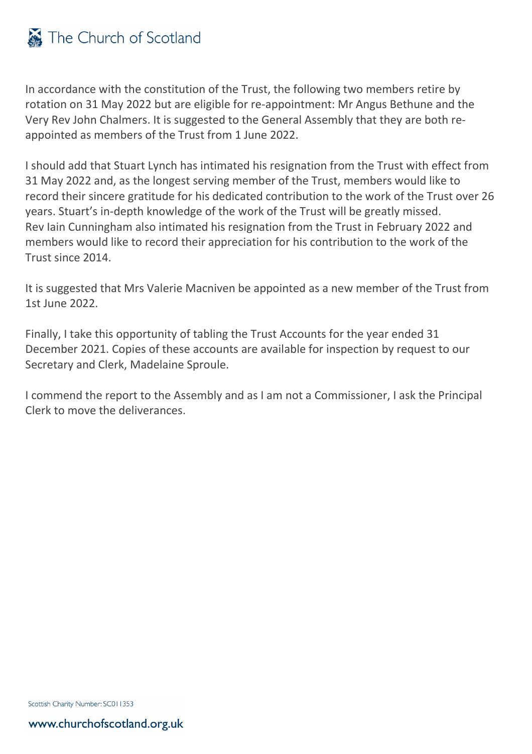In accordance with the constitution of the Trust, the following two members retire by rotation on 31 May 2022 but are eligible for re-appointment: Mr Angus Bethune and the Very Rev John Chalmers. It is suggested to the General Assembly that they are both re-appointed as members of the Trust from 1 June 2022.

I should add that Stuart Lynch has intimated his resignation from the Trust with effect from 31 May 2022 and, as the longest serving member of the Trust, members would like to record their sincere gratitude for his dedicated contribution to the work of the Trust over 26 years. Stuart's in-depth knowledge of the work of the Trust will be greatly missed. Rev Iain Cunningham also intimated his resignation from the Trust in February 2022 and members would like to record their appreciation for his contribution to the work of the Trust since 2014.

It is suggested that Mrs Valerie Macniven be appointed as a new member of the Trust from 1st June 2022.

Finally, I take this opportunity of tabling the Trust Accounts for the year ended 31 December 2021. Copies of these accounts are available for inspection by request to our Secretary and Clerk, Madelaine Sproule.

I commend the report to the Assembly and as I am not a Commissioner, I ask the Principal Clerk to move the deliverances.